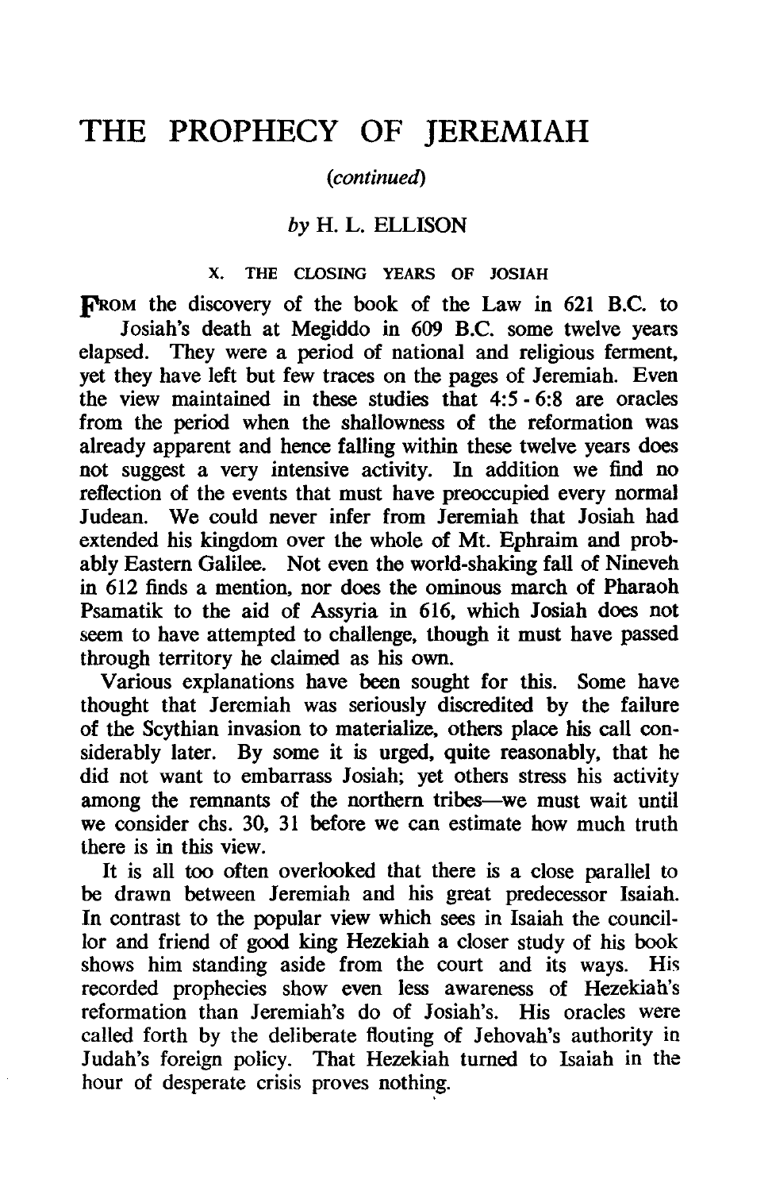# THE PROPHECY OF JEREMIAH

*(continued)*

*by* H. L. ELLISON

## X. THE CLOSING YEARS OF JOSIAH

FROM the discovery of the book of the Law in 621 B.C. to Josiah's death at Megiddo in 609 B.C. some twelve years elapsed. They were a period of national and religious ferment, yet they have left but few traces on the pages of Jeremiah. Even the view maintained in these studies that 4:5 - 6:8 are oracles from the period when the shallowness of the reformation was already apparent and hence falling within these twelve years does not suggest a very intensive activity. In addition we find no reflection of the events that must have preoccupied every normal Judean. We could never infer from Jeremiah that Josiah had extended his kingdom over the whole of Mt. Ephraim and probably Eastern Galilee. Not even the world-shaking fall of Nineveh in 612 finds a mention, nor does the ominous march of Pharaoh Psamatik to the aid of Assyria in 616, which Josiah does not seem to have attempted to challenge, though it must have passed through territory he claimed as his own.

Various explanations have been sought for this. Some have thought that Jeremiah was seriously discredited by the failure of the Scythian invasion to materialize, others place his call considerably later. By some it is urged, quite reasonably, that he did not want to embarrass Josiah; yet others stress his activity among the remnants of the northern tribes—we must wait until we consider chs. 30, 31 before we can estimate how much truth there is in this view.

It is all too often overlooked that there is a close parallel to be drawn between Jeremiah and his great predecessor Isaiah. In contrast to the popular view which sees in Isaiah the councillor and friend of good king Hezekiah a closer study of his book shows him standing aside from the court and its ways. His recorded prophecies show even less awareness of Hezekiah's reformation than Jeremiah's do of Josiah's. His oracles were called forth by the deliberate flouting of Jehovah's authority in Judah's foreign policy. That Hezekiah turned to Isaiah in the hour of desperate crisis proves nothing.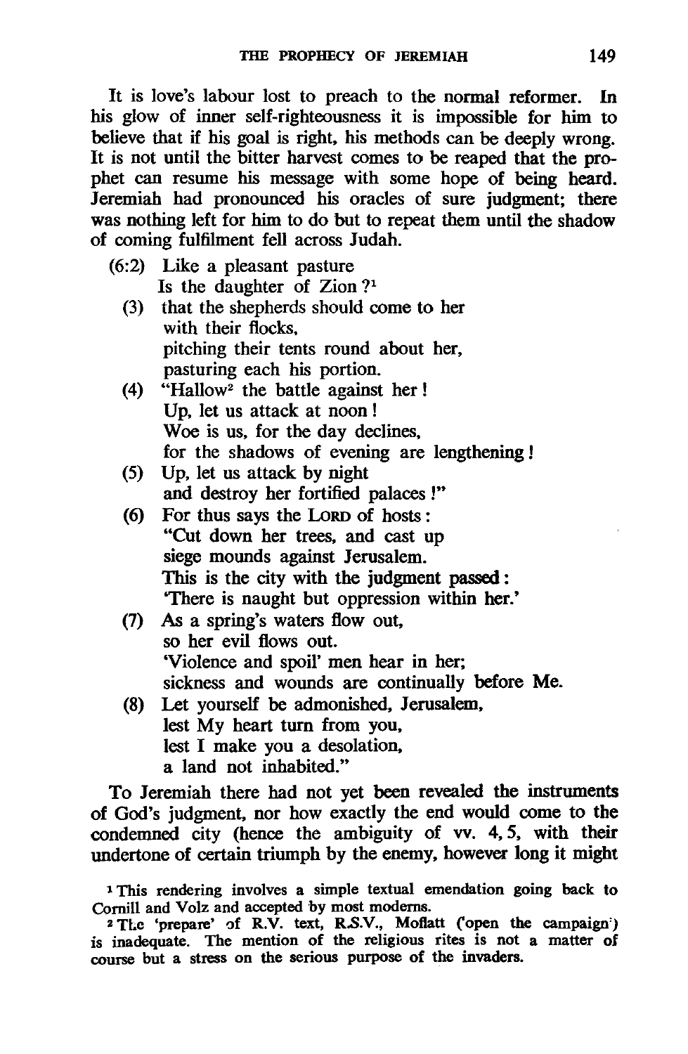It is love's labour lost to preach to the normal reformer. In his glow of inner self-righteousness it is impossible for him to believe that if his goal is right, his methods can be deeply wrong. It is not until the bitter harvest comes to be reaped that the prophet can resume his message with some hope of being heard. Jeremiah had pronounced his oracles of sure judgment; there was nothing left for him to do but to repeat them until the shadow of coming fulfilment fell across Judah.

(6:2) Like a pleasant pasture
Is the daughter of Zion?[1]

(3) that the shepherds should come to her
with their flocks,
pitching their tents round about her,
pasturing each his portion.

(4) "Hallow[2] the battle against her!
Up, let us attack at noon!
Woe is us, for the day declines,
for the shadows of evening are lengthening!

(5) Up, let us attack by night
and destroy her fortified palaces!"

(6) For thus says the LORD of hosts:
"Cut down her trees, and cast up
siege mounds against Jerusalem.
This is the city with the judgment passed:
'There is naught but oppression within her.'

(7) As a spring's waters flow out,
so her evil flows out.
'Violence and spoil' men hear in her;
sickness and wounds are continually before Me.

(8) Let yourself be admonished, Jerusalem,
lest My heart turn from you,
lest I make you a desolation,
a land not inhabited."

To Jeremiah there had not yet been revealed the instruments of God's judgment, nor how exactly the end would come to the condemned city (hence the ambiguity of vv. 4, 5, with their undertone of certain triumph by the enemy, however long it might

[1] This rendering involves a simple textual emendation going back to Cornill and Volz and accepted by most moderns.

[2] The 'prepare' of R.V. text, R.S.V., Moffatt ('open the campaign') is inadequate. The mention of the religious rites is not a matter of course but a stress on the serious purpose of the invaders.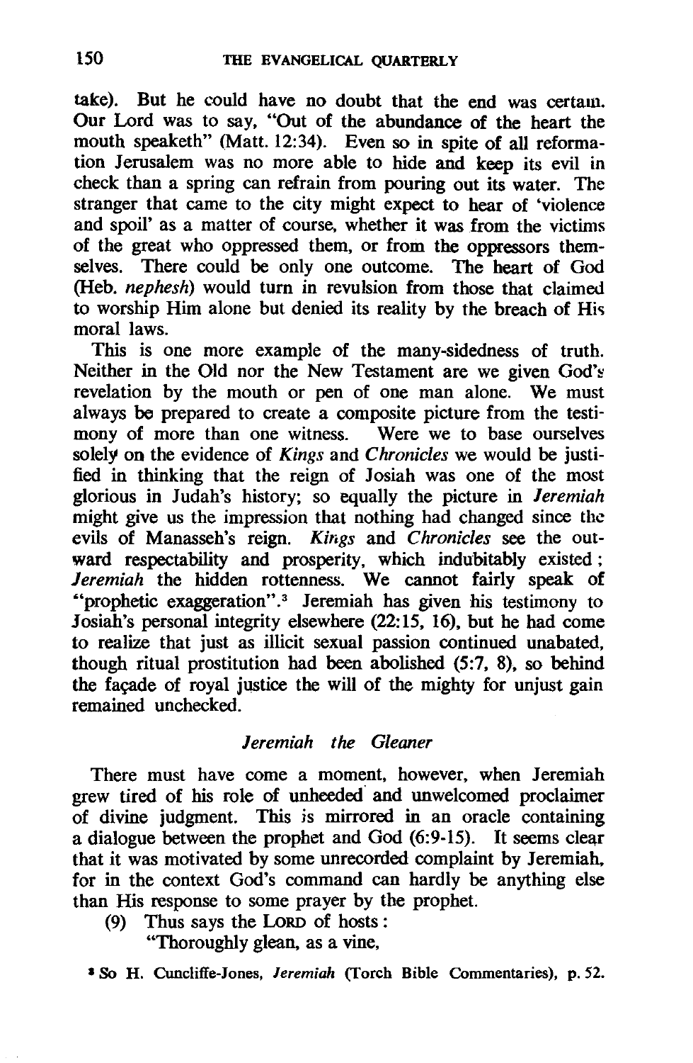take). But he could have no doubt that the end was certain. Our Lord was to say, "Out of the abundance of the heart the mouth speaketh" (Matt. 12:34). Even so in spite of all reformation Jerusalem was no more able to hide and keep its evil in check than a spring can refrain from pouring out its water. The stranger that came to the city might expect to hear of 'violence and spoil' as a matter of course, whether it was from the victims of the great who oppressed them, or from the oppressors themselves. There could be only one outcome. The heart of God (Heb. *nephesh*) would turn in revulsion from those that claimed to worship Him alone but denied its reality by the breach of His moral laws.

This is one more example of the many-sidedness of truth. Neither in the Old nor the New Testament are we given God's revelation by the mouth or pen of one man alone. We must always be prepared to create a composite picture from the testimony of more than one witness. Were we to base ourselves solely on the evidence of *Kings* and *Chronicles* we would be justified in thinking that the reign of Josiah was one of the most glorious in Judah's history; so equally the picture in *Jeremiah* might give us the impression that nothing had changed since the evils of Manasseh's reign. *Kings* and *Chronicles* see the outward respectability and prosperity, which indubitably existed; *Jeremiah* the hidden rottenness. We cannot fairly speak of "prophetic exaggeration".[3] Jeremiah has given his testimony to Josiah's personal integrity elsewhere (22:15, 16), but he had come to realize that just as illicit sexual passion continued unabated, though ritual prostitution had been abolished (5:7, 8), so behind the façade of royal justice the will of the mighty for unjust gain remained unchecked.

### *Jeremiah the Gleaner*

There must have come a moment, however, when Jeremiah grew tired of his role of unheeded and unwelcomed proclaimer of divine judgment. This is mirrored in an oracle containing a dialogue between the prophet and God (6:9-15). It seems clear that it was motivated by some unrecorded complaint by Jeremiah, for in the context God's command can hardly be anything else than His response to some prayer by the prophet.

(9) Thus says the LORD of hosts:
"Thoroughly glean, as a vine,

[3] So H. Cuncliffe-Jones, *Jeremiah* (Torch Bible Commentaries), p. 52.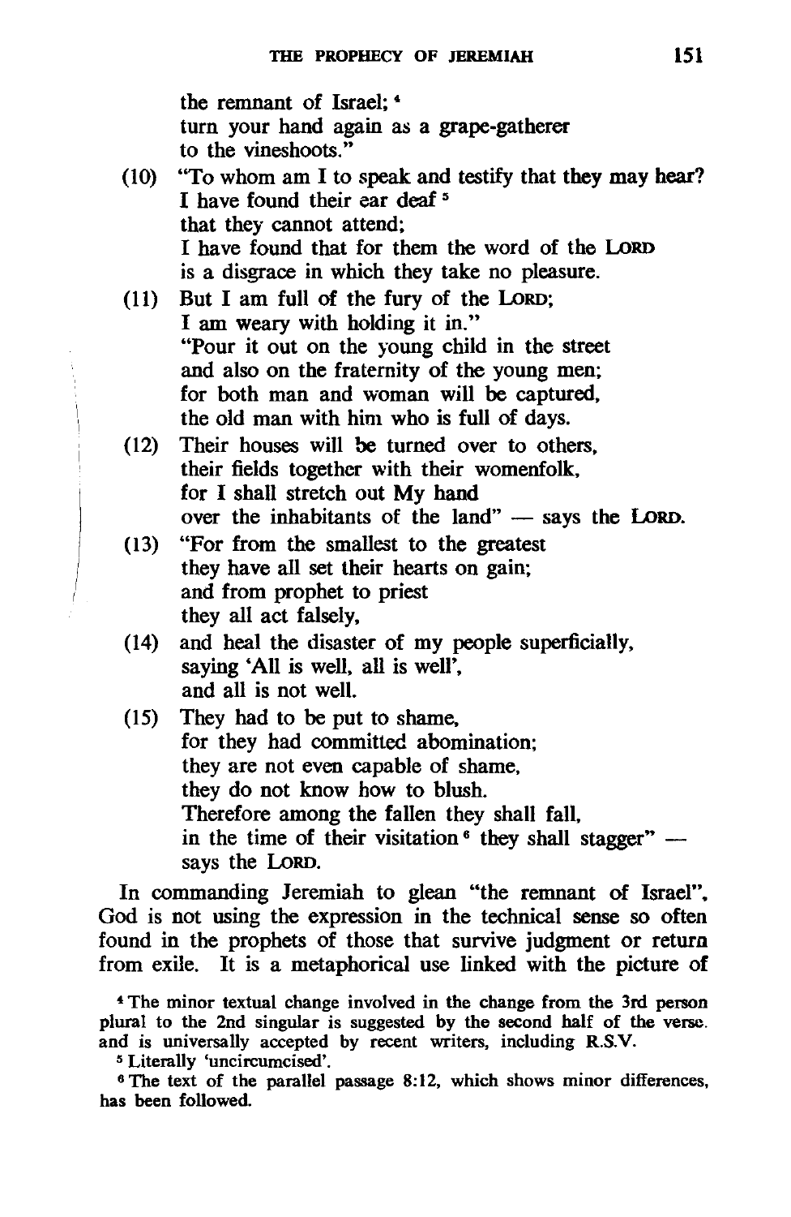the remnant of Israel; [4]
turn your hand again as a grape-gatherer
to the vineshoots."

(10) "To whom am I to speak and testify that they may hear?
I have found their ear deaf [5]
that they cannot attend;
I have found that for them the word of the LORD
is a disgrace in which they take no pleasure.

(11) But I am full of the fury of the LORD;
I am weary with holding it in."
"Pour it out on the young child in the street
and also on the fraternity of the young men;
for both man and woman will be captured,
the old man with him who is full of days.

(12) Their houses will be turned over to others,
their fields together with their womenfolk,
for I shall stretch out My hand
over the inhabitants of the land" — says the LORD.

(13) "For from the smallest to the greatest
they have all set their hearts on gain;
and from prophet to priest
they all act falsely,

(14) and heal the disaster of my people superficially,
saying 'All is well, all is well',
and all is not well.

(15) They had to be put to shame,
for they had committed abomination;
they are not even capable of shame,
they do not know how to blush.
Therefore among the fallen they shall fall,
in the time of their visitation [6] they shall stagger" —
says the LORD.

In commanding Jeremiah to glean "the remnant of Israel", God is not using the expression in the technical sense so often found in the prophets of those that survive judgment or return from exile. It is a metaphorical use linked with the picture of

[4] The minor textual change involved in the change from the 3rd person plural to the 2nd singular is suggested by the second half of the verse, and is universally accepted by recent writers, including R.S.V.

[5] Literally 'uncircumcised'.

[6] The text of the parallel passage 8:12, which shows minor differences, has been followed.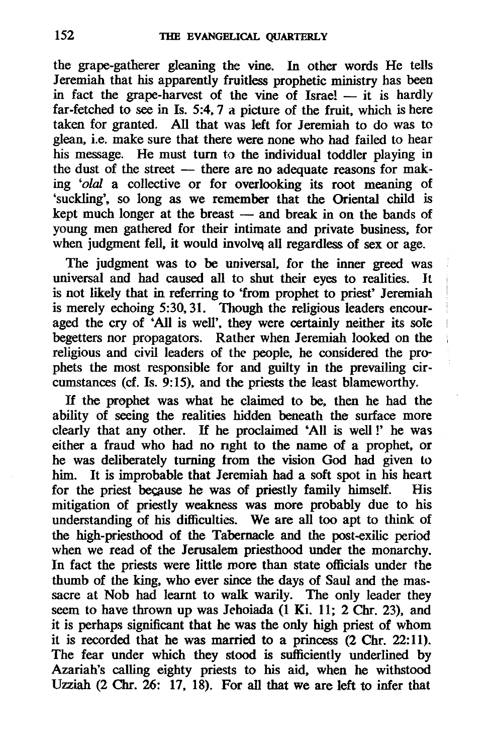the grape-gatherer gleaning the vine. In other words He tells Jeremiah that his apparently fruitless prophetic ministry has been in fact the grape-harvest of the vine of Israel — it is hardly far-fetched to see in Is. 5:4, 7 a picture of the fruit, which is here taken for granted. All that was left for Jeremiah to do was to glean, i.e. make sure that there were none who had failed to hear his message. He must turn to the individual toddler playing in the dust of the street — there are no adequate reasons for making *'olal* a collective or for overlooking its root meaning of 'suckling', so long as we remember that the Oriental child is kept much longer at the breast — and break in on the bands of young men gathered for their intimate and private business, for when judgment fell, it would involve all regardless of sex or age.

The judgment was to be universal, for the inner greed was universal and had caused all to shut their eyes to realities. It is not likely that in referring to 'from prophet to priest' Jeremiah is merely echoing 5:30, 31. Though the religious leaders encouraged the cry of 'All is well', they were certainly neither its sole begetters nor propagators. Rather when Jeremiah looked on the religious and civil leaders of the people, he considered the prophets the most responsible for and guilty in the prevailing circumstances (cf. Is. 9:15), and the priests the least blameworthy.

If the prophet was what he claimed to be, then he had the ability of seeing the realities hidden beneath the surface more clearly that any other. If he proclaimed 'All is well!' he was either a fraud who had no right to the name of a prophet, or he was deliberately turning from the vision God had given to him. It is improbable that Jeremiah had a soft spot in his heart for the priest because he was of priestly family himself. His mitigation of priestly weakness was more probably due to his understanding of his difficulties. We are all too apt to think of the high-priesthood of the Tabernacle and the post-exilic period when we read of the Jerusalem priesthood under the monarchy. In fact the priests were little more than state officials under the thumb of the king, who ever since the days of Saul and the massacre at Nob had learnt to walk warily. The only leader they seem to have thrown up was Jehoiada (1 Ki. 11; 2 Chr. 23), and it is perhaps significant that he was the only high priest of whom it is recorded that he was married to a princess (2 Chr. 22:11). The fear under which they stood is sufficiently underlined by Azariah's calling eighty priests to his aid, when he withstood Uzziah (2 Chr. 26: 17, 18). For all that we are left to infer that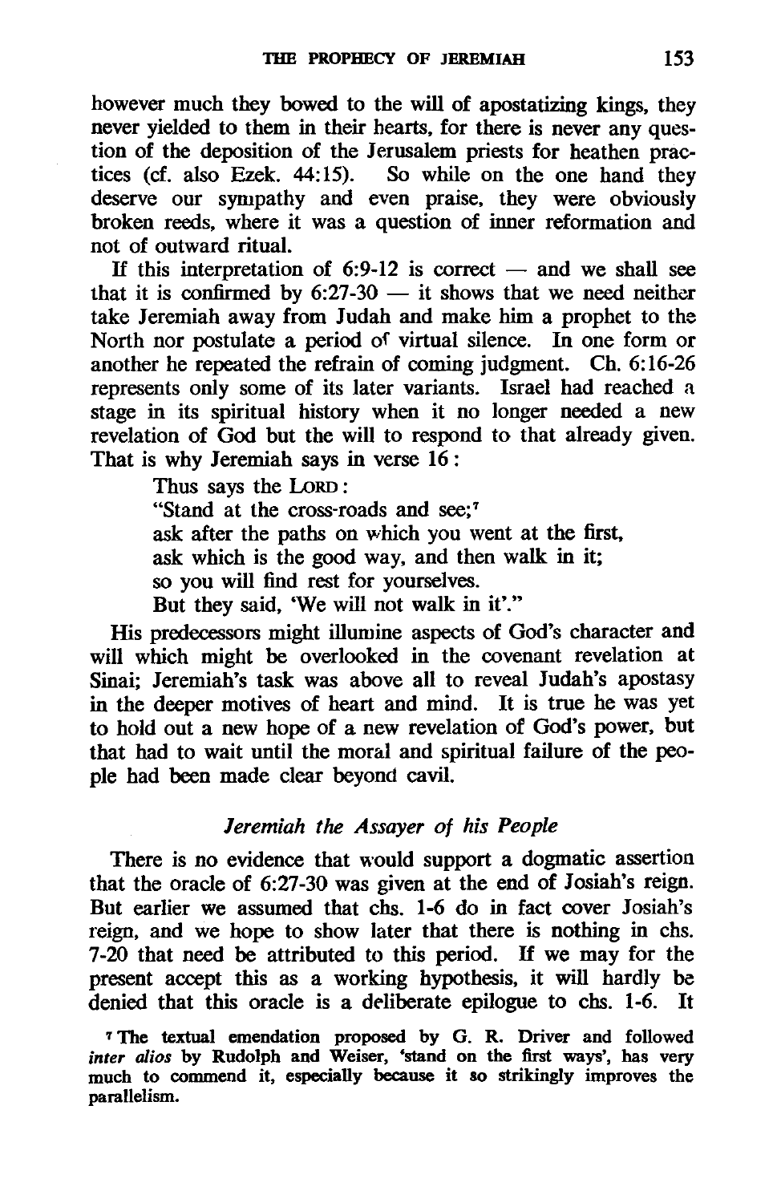however much they bowed to the will of apostatizing kings, they never yielded to them in their hearts, for there is never any question of the deposition of the Jerusalem priests for heathen practices (cf. also Ezek. 44:15). So while on the one hand they deserve our sympathy and even praise, they were obviously broken reeds, where it was a question of inner reformation and not of outward ritual.

If this interpretation of 6:9-12 is correct — and we shall see that it is confirmed by 6:27-30 — it shows that we need neither take Jeremiah away from Judah and make him a prophet to the North nor postulate a period of virtual silence. In one form or another he repeated the refrain of coming judgment. Ch. 6:16-26 represents only some of its later variants. Israel had reached a stage in its spiritual history when it no longer needed a new revelation of God but the will to respond to that already given. That is why Jeremiah says in verse 16:

> Thus says the LORD:
> "Stand at the cross-roads and see;[7]
> ask after the paths on which you went at the first,
> ask which is the good way, and then walk in it;
> so you will find rest for yourselves.
> But they said, 'We will not walk in it'."

His predecessors might illumine aspects of God's character and will which might be overlooked in the covenant revelation at Sinai; Jeremiah's task was above all to reveal Judah's apostasy in the deeper motives of heart and mind. It is true he was yet to hold out a new hope of a new revelation of God's power, but that had to wait until the moral and spiritual failure of the people had been made clear beyond cavil.

### *Jeremiah the Assayer of his People*

There is no evidence that would support a dogmatic assertion that the oracle of 6:27-30 was given at the end of Josiah's reign. But earlier we assumed that chs. 1-6 do in fact cover Josiah's reign, and we hope to show later that there is nothing in chs. 7-20 that need be attributed to this period. If we may for the present accept this as a working hypothesis, it will hardly be denied that this oracle is a deliberate epilogue to chs. 1-6. It

[7] The textual emendation proposed by G. R. Driver and followed *inter alios* by Rudolph and Weiser, 'stand on the first ways', has very much to commend it, especially because it so strikingly improves the parallelism.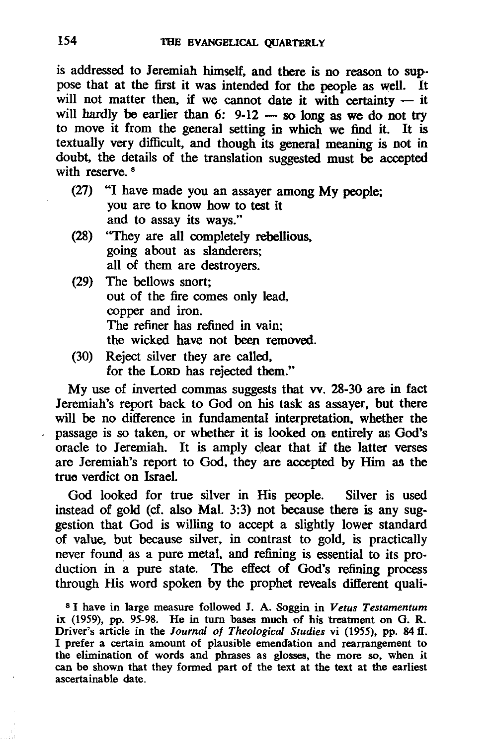is addressed to Jeremiah himself, and there is no reason to suppose that at the first it was intended for the people as well. It will not matter then, if we cannot date it with certainty — it will hardly be earlier than 6: 9-12 — so long as we do not try to move it from the general setting in which we find it. It is textually very difficult, and though its general meaning is not in doubt, the details of the translation suggested must be accepted with reserve. [8]

(27) "I have made you an assayer among My people;
you are to know how to test it
and to assay its ways."

(28) "They are all completely rebellious,
going about as slanderers;
all of them are destroyers.

(29) The bellows snort;
out of the fire comes only lead,
copper and iron.
The refiner has refined in vain;
the wicked have not been removed.

(30) Reject silver they are called,
for the LORD has rejected them."

My use of inverted commas suggests that vv. 28-30 are in fact Jeremiah's report back to God on his task as assayer, but there will be no difference in fundamental interpretation, whether the passage is so taken, or whether it is looked on entirely as God's oracle to Jeremiah. It is amply clear that if the latter verses are Jeremiah's report to God, they are accepted by Him as the true verdict on Israel.

God looked for true silver in His people. Silver is used instead of gold (cf. also Mal. 3:3) not because there is any suggestion that God is willing to accept a slightly lower standard of value, but because silver, in contrast to gold, is practically never found as a pure metal, and refining is essential to its production in a pure state. The effect of God's refining process through His word spoken by the prophet reveals different quali-

[8] I have in large measure followed J. A. Soggin in *Vetus Testamentum* ix (1959), pp. 95-98. He in turn bases much of his treatment on G. R. Driver's article in the *Journal of Theological Studies* vi (1955), pp. 84 ff. I prefer a certain amount of plausible emendation and rearrangement to the elimination of words and phrases as glosses, the more so, when it can be shown that they formed part of the text at the text at the earliest ascertainable date.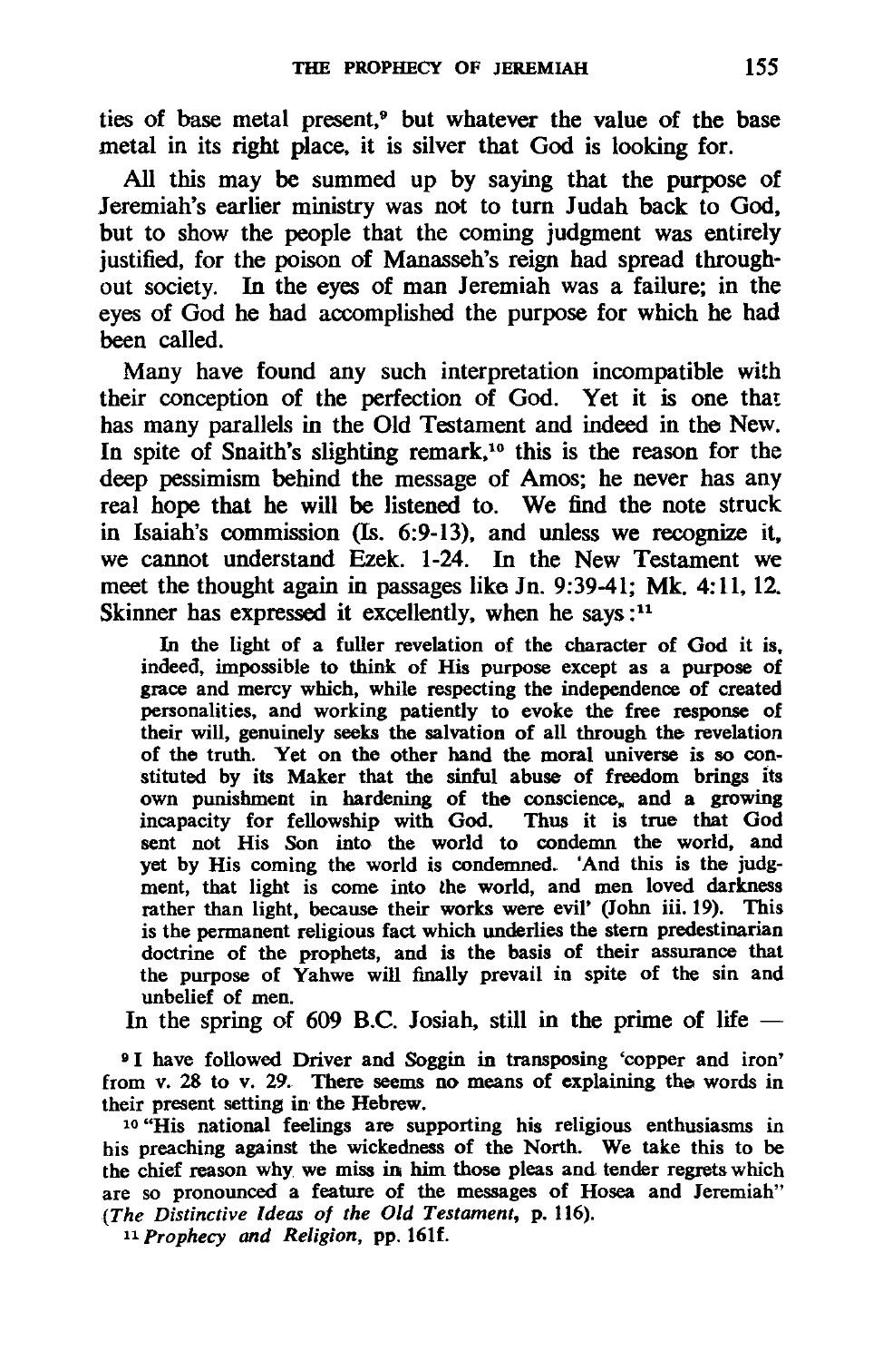ties of base metal present,[9] but whatever the value of the base metal in its right place, it is silver that God is looking for.

All this may be summed up by saying that the purpose of Jeremiah's earlier ministry was not to turn Judah back to God, but to show the people that the coming judgment was entirely justified, for the poison of Manasseh's reign had spread throughout society. In the eyes of man Jeremiah was a failure; in the eyes of God he had accomplished the purpose for which he had been called.

Many have found any such interpretation incompatible with their conception of the perfection of God. Yet it is one that has many parallels in the Old Testament and indeed in the New. In spite of Snaith's slighting remark,[10] this is the reason for the deep pessimism behind the message of Amos; he never has any real hope that he will be listened to. We find the note struck in Isaiah's commission (Is. 6:9-13), and unless we recognize it, we cannot understand Ezek. 1-24. In the New Testament we meet the thought again in passages like Jn. 9:39-41; Mk. 4:11, 12. Skinner has expressed it excellently, when he says:[11]

> In the light of a fuller revelation of the character of God it is, indeed, impossible to think of His purpose except as a purpose of grace and mercy which, while respecting the independence of created personalities, and working patiently to evoke the free response of their will, genuinely seeks the salvation of all through the revelation of the truth. Yet on the other hand the moral universe is so constituted by its Maker that the sinful abuse of freedom brings its own punishment in hardening of the conscience, and a growing incapacity for fellowship with God. Thus it is true that God sent not His Son into the world to condemn the world, and yet by His coming the world is condemned. 'And this is the judgment, that light is come into the world, and men loved darkness rather than light, because their works were evil' (John iii. 19). This is the permanent religious fact which underlies the stern predestinarian doctrine of the prophets, and is the basis of their assurance that the purpose of Yahwe will finally prevail in spite of the sin and unbelief of men.

In the spring of 609 B.C. Josiah, still in the prime of life —

[9] I have followed Driver and Soggin in transposing 'copper and iron' from v. 28 to v. 29. There seems no means of explaining the words in their present setting in the Hebrew.

[10] "His national feelings are supporting his religious enthusiasms in his preaching against the wickedness of the North. We take this to be the chief reason why we miss in him those pleas and tender regrets which are so pronounced a feature of the messages of Hosea and Jeremiah" (*The Distinctive Ideas of the Old Testament*, p. 116).

[11] *Prophecy and Religion*, pp. 161f.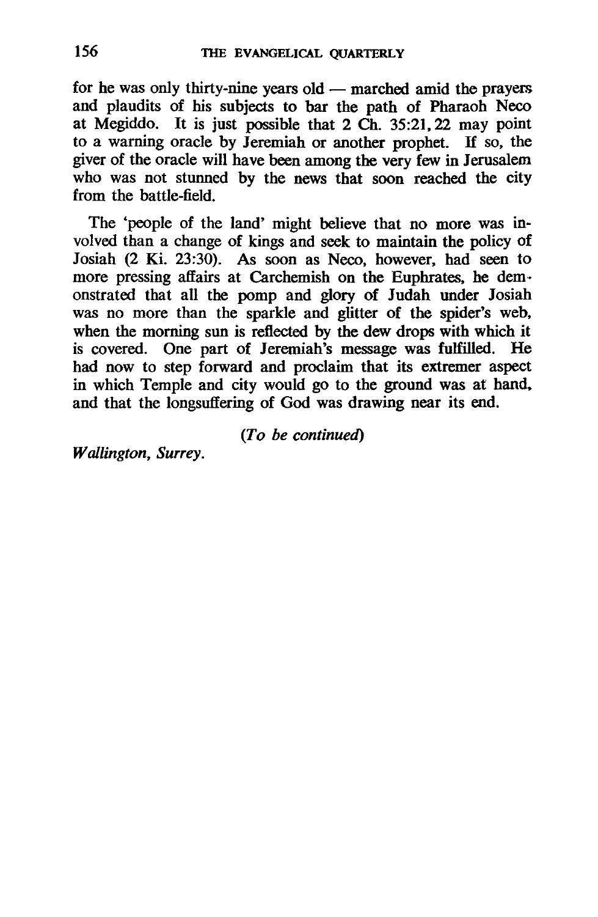for he was only thirty-nine years old — marched amid the prayers and plaudits of his subjects to bar the path of Pharaoh Neco at Megiddo. It is just possible that 2 Ch. 35:21, 22 may point to a warning oracle by Jeremiah or another prophet. If so, the giver of the oracle will have been among the very few in Jerusalem who was not stunned by the news that soon reached the city from the battle-field.

The 'people of the land' might believe that no more was involved than a change of kings and seek to maintain the policy of Josiah (2 Ki. 23:30). As soon as Neco, however, had seen to more pressing affairs at Carchemish on the Euphrates, he demonstrated that all the pomp and glory of Judah under Josiah was no more than the sparkle and glitter of the spider's web, when the morning sun is reflected by the dew drops with which it is covered. One part of Jeremiah's message was fulfilled. He had now to step forward and proclaim that its extremer aspect in which Temple and city would go to the ground was at hand, and that the longsuffering of God was drawing near its end.

(*To be continued*)

*Wallington, Surrey.*